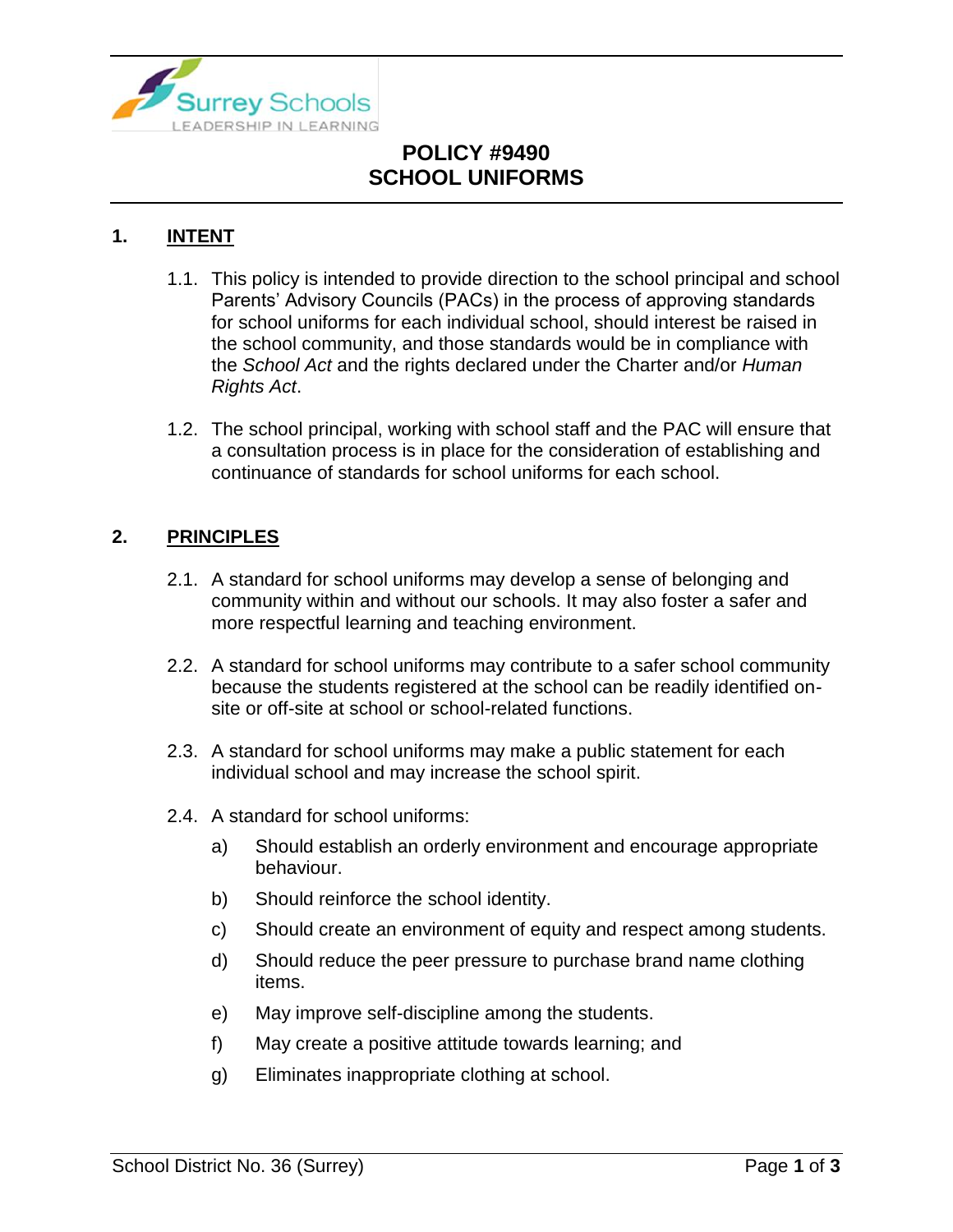# POLICY #9490
# SCHOOL UNIFORMS

## 1. INTENT

1.1. This policy is intended to provide direction to the school principal and school Parents' Advisory Councils (PACs) in the process of approving standards for school uniforms for each individual school, should interest be raised in the school community, and those standards would be in compliance with the *School Act* and the rights declared under the Charter and/or *Human Rights Act*.

1.2. The school principal, working with school staff and the PAC will ensure that a consultation process is in place for the consideration of establishing and continuance of standards for school uniforms for each school.

## 2. PRINCIPLES

2.1. A standard for school uniforms may develop a sense of belonging and community within and without our schools. It may also foster a safer and more respectful learning and teaching environment.

2.2. A standard for school uniforms may contribute to a safer school community because the students registered at the school can be readily identified on-site or off-site at school or school-related functions.

2.3. A standard for school uniforms may make a public statement for each individual school and may increase the school spirit.

2.4. A standard for school uniforms:

a) Should establish an orderly environment and encourage appropriate behaviour.

b) Should reinforce the school identity.

c) Should create an environment of equity and respect among students.

d) Should reduce the peer pressure to purchase brand name clothing items.

e) May improve self-discipline among the students.

f) May create a positive attitude towards learning; and

g) Eliminates inappropriate clothing at school.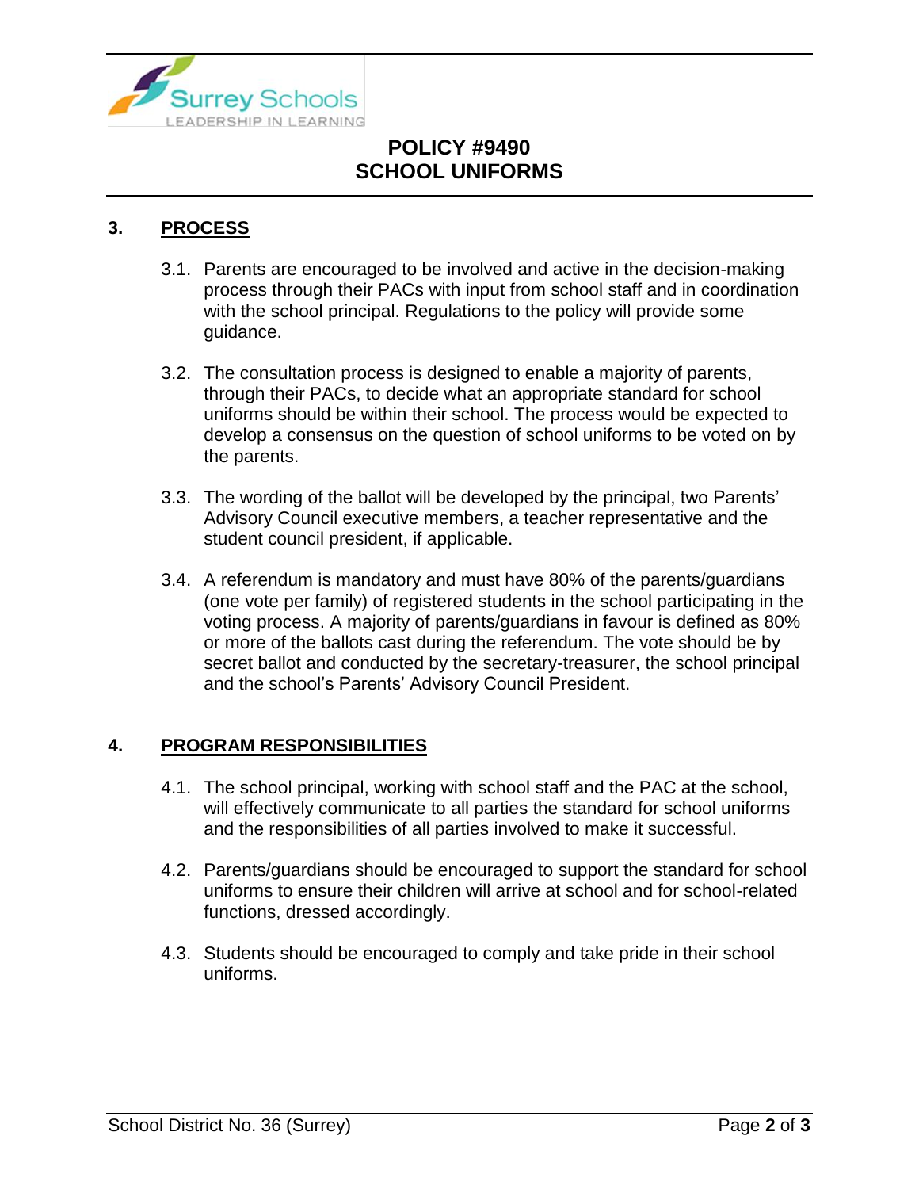# POLICY #9490
# SCHOOL UNIFORMS

## 3. PROCESS

3.1. Parents are encouraged to be involved and active in the decision-making process through their PACs with input from school staff and in coordination with the school principal. Regulations to the policy will provide some guidance.

3.2. The consultation process is designed to enable a majority of parents, through their PACs, to decide what an appropriate standard for school uniforms should be within their school. The process would be expected to develop a consensus on the question of school uniforms to be voted on by the parents.

3.3. The wording of the ballot will be developed by the principal, two Parents' Advisory Council executive members, a teacher representative and the student council president, if applicable.

3.4. A referendum is mandatory and must have 80% of the parents/guardians (one vote per family) of registered students in the school participating in the voting process. A majority of parents/guardians in favour is defined as 80% or more of the ballots cast during the referendum. The vote should be by secret ballot and conducted by the secretary-treasurer, the school principal and the school's Parents' Advisory Council President.

## 4. PROGRAM RESPONSIBILITIES

4.1. The school principal, working with school staff and the PAC at the school, will effectively communicate to all parties the standard for school uniforms and the responsibilities of all parties involved to make it successful.

4.2. Parents/guardians should be encouraged to support the standard for school uniforms to ensure their children will arrive at school and for school-related functions, dressed accordingly.

4.3. Students should be encouraged to comply and take pride in their school uniforms.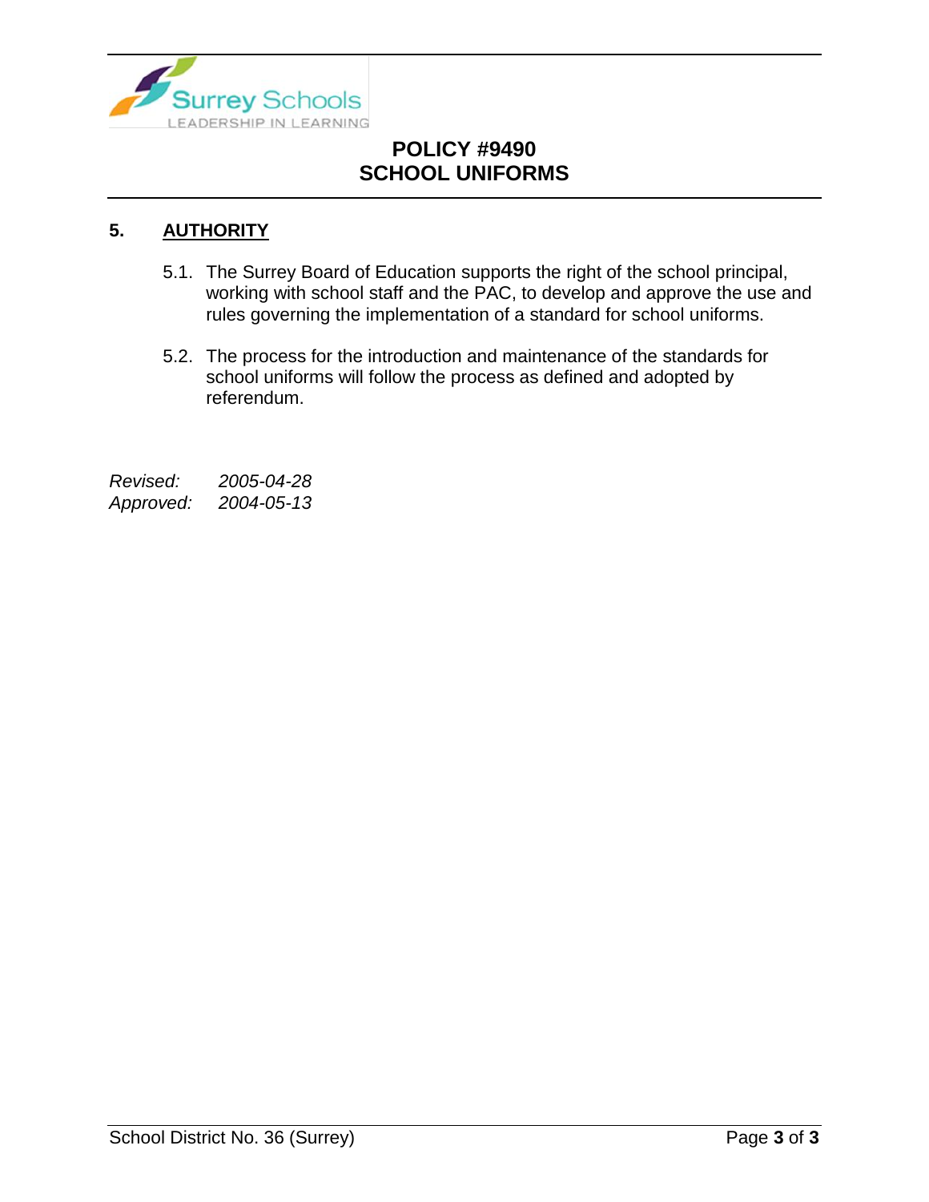## 5. AUTHORITY

5.1. The Surrey Board of Education supports the right of the school principal, working with school staff and the PAC, to develop and approve the use and rules governing the implementation of a standard for school uniforms.

5.2. The process for the introduction and maintenance of the standards for school uniforms will follow the process as defined and adopted by referendum.

*Revised:* *2005-04-28*
*Approved:* *2004-05-13*